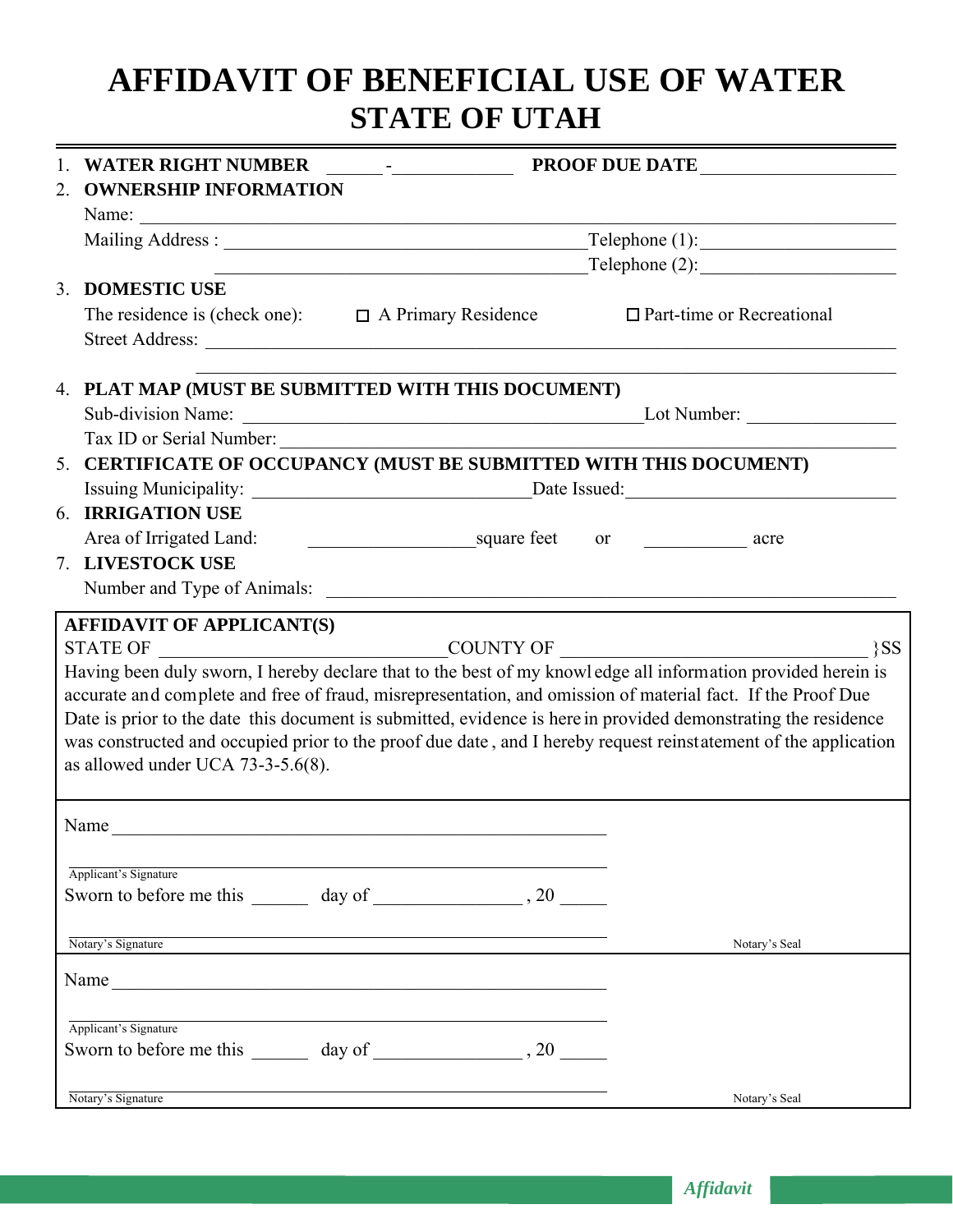# AFFIDAVIT OF BENEFICIAL USE OF WATER
## STATE OF UTAH

1. **WATER RIGHT NUMBER** ______-____________ **PROOF DUE DATE** ____________________
2. **OWNERSHIP INFORMATION**
   Name: ________________________________________________________________
   Mailing Address : ________________________________________ Telephone (1): ____________________
   ________________________________________ Telephone (2): ____________________
3. **DOMESTIC USE**
   The residence is (check one): ☐ A Primary Residence ☐ Part-time or Recreational
   Street Address: ________________________________________________________________
   ________________________________________________________________
4. **PLAT MAP (MUST BE SUBMITTED WITH THIS DOCUMENT)**
   Sub-division Name: ____________________________________________ Lot Number: ________________
   Tax ID or Serial Number: ________________________________________________________________
5. **CERTIFICATE OF OCCUPANCY (MUST BE SUBMITTED WITH THIS DOCUMENT)**
   Issuing Municipality: ______________________________ Date Issued: ____________________________
6. **IRRIGATION USE**
   Area of Irrigated Land: __________________ square feet or ___________ acre
7. **LIVESTOCK USE**
   Number and Type of Animals: ________________________________________________________________

**AFFIDAVIT OF APPLICANT(S)**

STATE OF ______________________________ COUNTY OF ________________________________ }SS

Having been duly sworn, I hereby declare that to the best of my knowledge all information provided herein is accurate and complete and free of fraud, misrepresentation, and omission of material fact. If the Proof Due Date is prior to the date this document is submitted, evidence is herein provided demonstrating the residence was constructed and occupied prior to the proof due date, and I hereby request reinstatement of the application as allowed under UCA 73-3-5.6(8).

Name ______________________________________________________

______________________________________________________
Applicant's Signature

Sworn to before me this ______ day of _______________ , 20 _____

______________________________________________________
Notary's Signature

Notary's Seal

Name ______________________________________________________

______________________________________________________
Applicant's Signature

Sworn to before me this ______ day of _______________ , 20 _____

______________________________________________________
Notary's Signature

Notary's Seal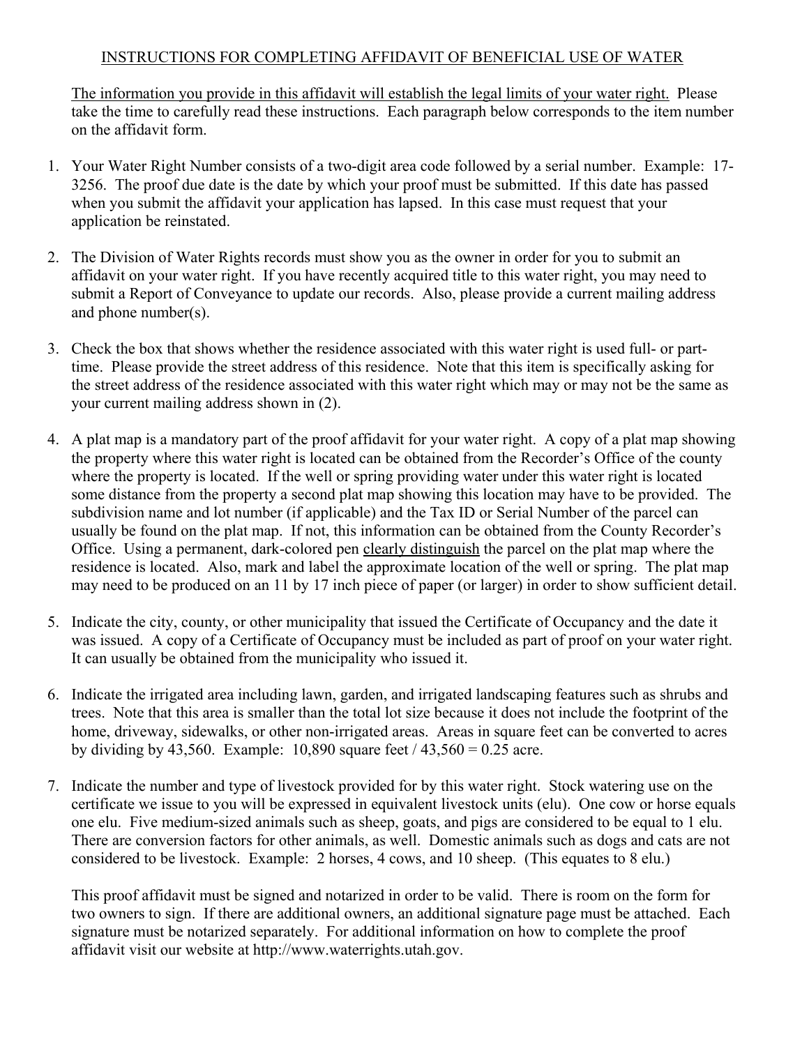# INSTRUCTIONS FOR COMPLETING AFFIDAVIT OF BENEFICIAL USE OF WATER

The information you provide in this affidavit will establish the legal limits of your water right. Please take the time to carefully read these instructions. Each paragraph below corresponds to the item number on the affidavit form.

1. Your Water Right Number consists of a two-digit area code followed by a serial number. Example: 17-3256. The proof due date is the date by which your proof must be submitted. If this date has passed when you submit the affidavit your application has lapsed. In this case must request that your application be reinstated.

2. The Division of Water Rights records must show you as the owner in order for you to submit an affidavit on your water right. If you have recently acquired title to this water right, you may need to submit a Report of Conveyance to update our records. Also, please provide a current mailing address and phone number(s).

3. Check the box that shows whether the residence associated with this water right is used full- or part-time. Please provide the street address of this residence. Note that this item is specifically asking for the street address of the residence associated with this water right which may or may not be the same as your current mailing address shown in (2).

4. A plat map is a mandatory part of the proof affidavit for your water right. A copy of a plat map showing the property where this water right is located can be obtained from the Recorder's Office of the county where the property is located. If the well or spring providing water under this water right is located some distance from the property a second plat map showing this location may have to be provided. The subdivision name and lot number (if applicable) and the Tax ID or Serial Number of the parcel can usually be found on the plat map. If not, this information can be obtained from the County Recorder's Office. Using a permanent, dark-colored pen clearly distinguish the parcel on the plat map where the residence is located. Also, mark and label the approximate location of the well or spring. The plat map may need to be produced on an 11 by 17 inch piece of paper (or larger) in order to show sufficient detail.

5. Indicate the city, county, or other municipality that issued the Certificate of Occupancy and the date it was issued. A copy of a Certificate of Occupancy must be included as part of proof on your water right. It can usually be obtained from the municipality who issued it.

6. Indicate the irrigated area including lawn, garden, and irrigated landscaping features such as shrubs and trees. Note that this area is smaller than the total lot size because it does not include the footprint of the home, driveway, sidewalks, or other non-irrigated areas. Areas in square feet can be converted to acres by dividing by 43,560. Example: 10,890 square feet / 43,560 = 0.25 acre.

7. Indicate the number and type of livestock provided for by this water right. Stock watering use on the certificate we issue to you will be expressed in equivalent livestock units (elu). One cow or horse equals one elu. Five medium-sized animals such as sheep, goats, and pigs are considered to be equal to 1 elu. There are conversion factors for other animals, as well. Domestic animals such as dogs and cats are not considered to be livestock. Example: 2 horses, 4 cows, and 10 sheep. (This equates to 8 elu.)

   This proof affidavit must be signed and notarized in order to be valid. There is room on the form for two owners to sign. If there are additional owners, an additional signature page must be attached. Each signature must be notarized separately. For additional information on how to complete the proof affidavit visit our website at http://www.waterrights.utah.gov.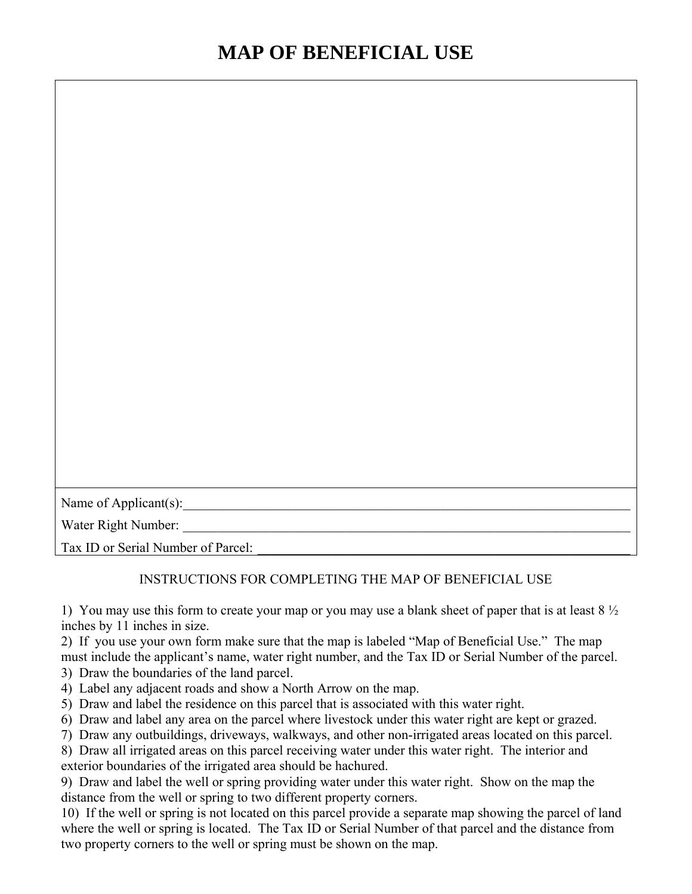# MAP OF BENEFICIAL USE

Name of Applicant(s):\_\_\_\_\_\_\_\_\_\_\_\_\_\_\_\_\_\_\_\_\_\_\_\_\_\_\_\_\_\_\_\_\_\_\_\_\_\_\_\_\_\_\_\_\_\_\_\_\_\_\_\_\_\_\_\_\_\_\_\_

Water Right Number: \_\_\_\_\_\_\_\_\_\_\_\_\_\_\_\_\_\_\_\_\_\_\_\_\_\_\_\_\_\_\_\_\_\_\_\_\_\_\_\_\_\_\_\_\_\_\_\_\_\_\_\_\_\_\_\_\_\_\_\_

Tax ID or Serial Number of Parcel: \_\_\_\_\_\_\_\_\_\_\_\_\_\_\_\_\_\_\_\_\_\_\_\_\_\_\_\_\_\_\_\_\_\_\_\_\_\_\_\_\_\_\_\_\_\_\_\_

INSTRUCTIONS FOR COMPLETING THE MAP OF BENEFICIAL USE

1) You may use this form to create your map or you may use a blank sheet of paper that is at least 8 ½ inches by 11 inches in size.
2) If you use your own form make sure that the map is labeled "Map of Beneficial Use." The map must include the applicant's name, water right number, and the Tax ID or Serial Number of the parcel.
3) Draw the boundaries of the land parcel.
4) Label any adjacent roads and show a North Arrow on the map.
5) Draw and label the residence on this parcel that is associated with this water right.
6) Draw and label any area on the parcel where livestock under this water right are kept or grazed.
7) Draw any outbuildings, driveways, walkways, and other non-irrigated areas located on this parcel.
8) Draw all irrigated areas on this parcel receiving water under this water right. The interior and exterior boundaries of the irrigated area should be hachured.
9) Draw and label the well or spring providing water under this water right. Show on the map the distance from the well or spring to two different property corners.
10) If the well or spring is not located on this parcel provide a separate map showing the parcel of land where the well or spring is located. The Tax ID or Serial Number of that parcel and the distance from two property corners to the well or spring must be shown on the map.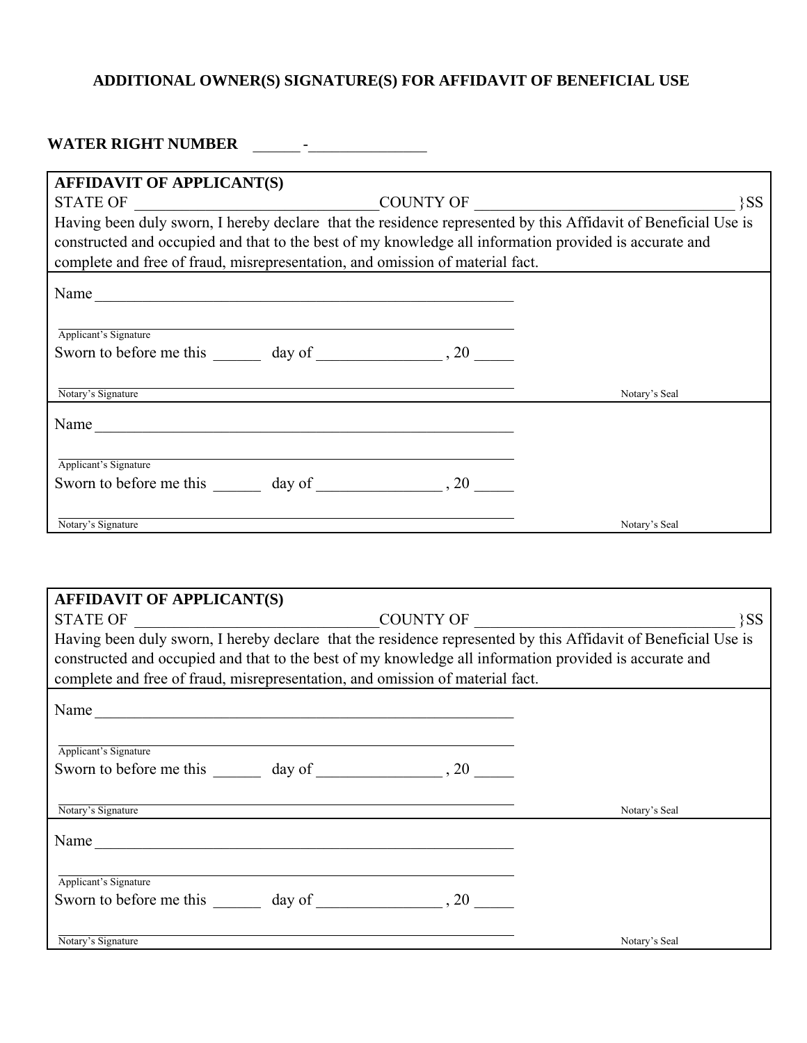## ADDITIONAL OWNER(S) SIGNATURE(S) FOR AFFIDAVIT OF BENEFICIAL USE

**WATER RIGHT NUMBER** ______-______________

**AFFIDAVIT OF APPLICANT(S)**

STATE OF ______________________________COUNTY OF ________________________________ }SS

Having been duly sworn, I hereby declare that the residence represented by this Affidavit of Beneficial Use is constructed and occupied and that to the best of my knowledge all information provided is accurate and complete and free of fraud, misrepresentation, and omission of material fact.

Name ______________________________________________________

______________________________________________________
Applicant's Signature

Sworn to before me this ______ day of _______________ , 20 _____

______________________________________________________
Notary's Signature

Notary's Seal

Name ______________________________________________________

______________________________________________________
Applicant's Signature

Sworn to before me this ______ day of _______________ , 20 _____

______________________________________________________
Notary's Signature

Notary's Seal

**AFFIDAVIT OF APPLICANT(S)**

STATE OF ______________________________COUNTY OF ________________________________ }SS

Having been duly sworn, I hereby declare that the residence represented by this Affidavit of Beneficial Use is constructed and occupied and that to the best of my knowledge all information provided is accurate and complete and free of fraud, misrepresentation, and omission of material fact.

Name ______________________________________________________

______________________________________________________
Applicant's Signature

Sworn to before me this ______ day of _______________ , 20 _____

______________________________________________________
Notary's Signature

Notary's Seal

Name ______________________________________________________

______________________________________________________
Applicant's Signature

Sworn to before me this ______ day of _______________ , 20 _____

______________________________________________________
Notary's Signature

Notary's Seal